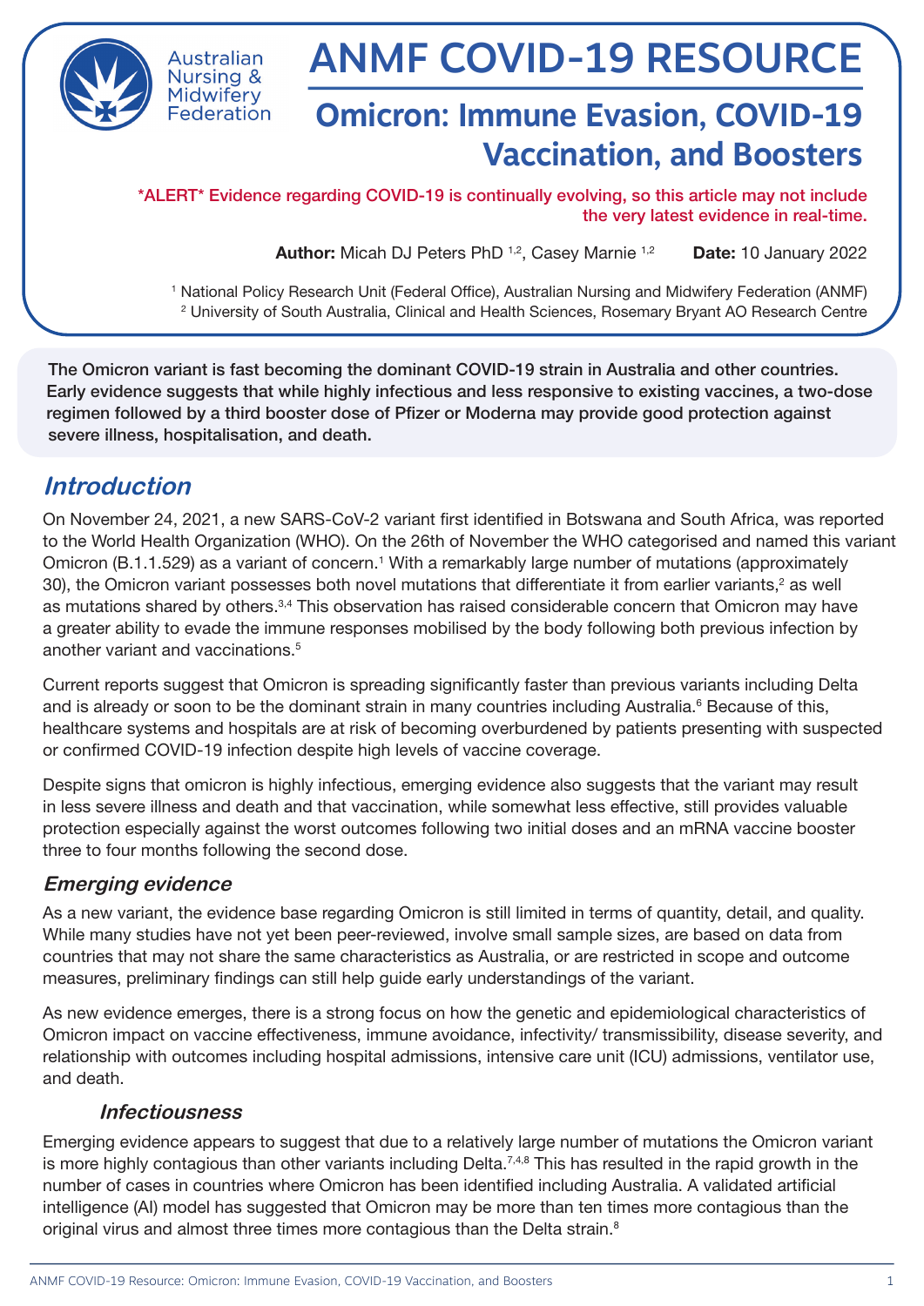Australian Nursing & Midwifery Federation

# ANMF COVID-19 RESOURCE

## Omicron: Immune Evasion, COVID-19 Vaccination, and Boosters

*ALERT* Evidence regarding COVID-19 is continually evolving, so this article may not include the very latest evidence in real-time.

**Author:** Micah DJ Peters PhD [1,2], Casey Marnie [1,2] **Date:** 10 January 2022

[1] National Policy Research Unit (Federal Office), Australian Nursing and Midwifery Federation (ANMF)
[2] University of South Australia, Clinical and Health Sciences, Rosemary Bryant AO Research Centre

**The Omicron variant is fast becoming the dominant COVID-19 strain in Australia and other countries. Early evidence suggests that while highly infectious and less responsive to existing vaccines, a two-dose regimen followed by a third booster dose of Pfizer or Moderna may provide good protection against severe illness, hospitalisation, and death.**

## *Introduction*

On November 24, 2021, a new SARS-CoV-2 variant first identified in Botswana and South Africa, was reported to the World Health Organization (WHO). On the 26th of November the WHO categorised and named this variant Omicron (B.1.1.529) as a variant of concern.[1] With a remarkably large number of mutations (approximately 30), the Omicron variant possesses both novel mutations that differentiate it from earlier variants,[2] as well as mutations shared by others.[3,4] This observation has raised considerable concern that Omicron may have a greater ability to evade the immune responses mobilised by the body following both previous infection by another variant and vaccinations.[5]

Current reports suggest that Omicron is spreading significantly faster than previous variants including Delta and is already or soon to be the dominant strain in many countries including Australia.[6] Because of this, healthcare systems and hospitals are at risk of becoming overburdened by patients presenting with suspected or confirmed COVID-19 infection despite high levels of vaccine coverage.

Despite signs that omicron is highly infectious, emerging evidence also suggests that the variant may result in less severe illness and death and that vaccination, while somewhat less effective, still provides valuable protection especially against the worst outcomes following two initial doses and an mRNA vaccine booster three to four months following the second dose.

### *Emerging evidence*

As a new variant, the evidence base regarding Omicron is still limited in terms of quantity, detail, and quality. While many studies have not yet been peer-reviewed, involve small sample sizes, are based on data from countries that may not share the same characteristics as Australia, or are restricted in scope and outcome measures, preliminary findings can still help guide early understandings of the variant.

As new evidence emerges, there is a strong focus on how the genetic and epidemiological characteristics of Omicron impact on vaccine effectiveness, immune avoidance, infectivity/ transmissibility, disease severity, and relationship with outcomes including hospital admissions, intensive care unit (ICU) admissions, ventilator use, and death.

#### *Infectiousness*

Emerging evidence appears to suggest that due to a relatively large number of mutations the Omicron variant is more highly contagious than other variants including Delta.[7,4,8] This has resulted in the rapid growth in the number of cases in countries where Omicron has been identified including Australia. A validated artificial intelligence (AI) model has suggested that Omicron may be more than ten times more contagious than the original virus and almost three times more contagious than the Delta strain.[8]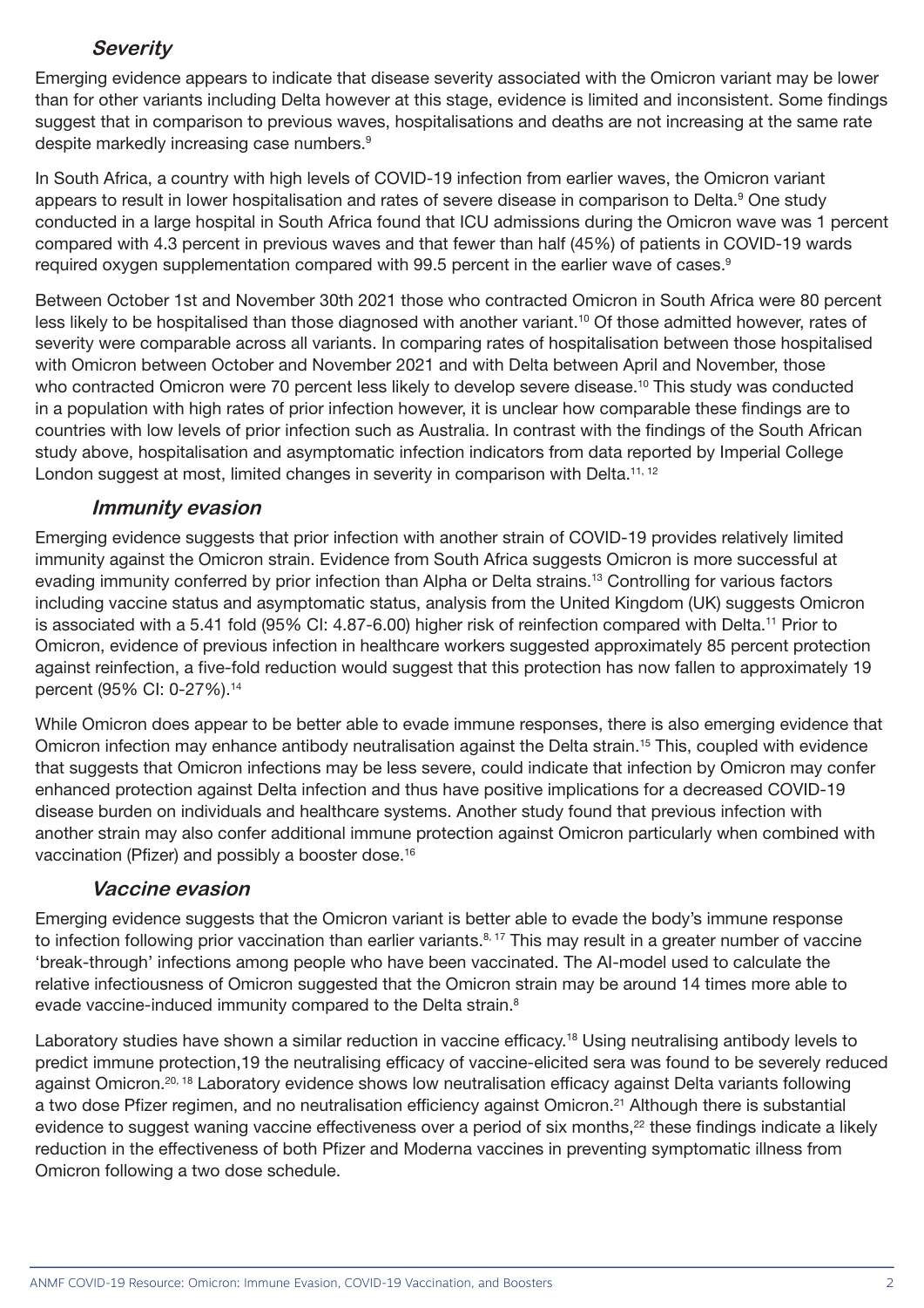### *Severity*

Emerging evidence appears to indicate that disease severity associated with the Omicron variant may be lower than for other variants including Delta however at this stage, evidence is limited and inconsistent. Some findings suggest that in comparison to previous waves, hospitalisations and deaths are not increasing at the same rate despite markedly increasing case numbers.[9]

In South Africa, a country with high levels of COVID-19 infection from earlier waves, the Omicron variant appears to result in lower hospitalisation and rates of severe disease in comparison to Delta.[9] One study conducted in a large hospital in South Africa found that ICU admissions during the Omicron wave was 1 percent compared with 4.3 percent in previous waves and that fewer than half (45%) of patients in COVID-19 wards required oxygen supplementation compared with 99.5 percent in the earlier wave of cases.[9]

Between October 1st and November 30th 2021 those who contracted Omicron in South Africa were 80 percent less likely to be hospitalised than those diagnosed with another variant.[10] Of those admitted however, rates of severity were comparable across all variants. In comparing rates of hospitalisation between those hospitalised with Omicron between October and November 2021 and with Delta between April and November, those who contracted Omicron were 70 percent less likely to develop severe disease.[10] This study was conducted in a population with high rates of prior infection however, it is unclear how comparable these findings are to countries with low levels of prior infection such as Australia. In contrast with the findings of the South African study above, hospitalisation and asymptomatic infection indicators from data reported by Imperial College London suggest at most, limited changes in severity in comparison with Delta.[11, 12]

### *Immunity evasion*

Emerging evidence suggests that prior infection with another strain of COVID-19 provides relatively limited immunity against the Omicron strain. Evidence from South Africa suggests Omicron is more successful at evading immunity conferred by prior infection than Alpha or Delta strains.[13] Controlling for various factors including vaccine status and asymptomatic status, analysis from the United Kingdom (UK) suggests Omicron is associated with a 5.41 fold (95% CI: 4.87-6.00) higher risk of reinfection compared with Delta.[11] Prior to Omicron, evidence of previous infection in healthcare workers suggested approximately 85 percent protection against reinfection, a five-fold reduction would suggest that this protection has now fallen to approximately 19 percent (95% CI: 0-27%).[14]

While Omicron does appear to be better able to evade immune responses, there is also emerging evidence that Omicron infection may enhance antibody neutralisation against the Delta strain.[15] This, coupled with evidence that suggests that Omicron infections may be less severe, could indicate that infection by Omicron may confer enhanced protection against Delta infection and thus have positive implications for a decreased COVID-19 disease burden on individuals and healthcare systems. Another study found that previous infection with another strain may also confer additional immune protection against Omicron particularly when combined with vaccination (Pfizer) and possibly a booster dose.[16]

### *Vaccine evasion*

Emerging evidence suggests that the Omicron variant is better able to evade the body's immune response to infection following prior vaccination than earlier variants.[8, 17] This may result in a greater number of vaccine 'break-through' infections among people who have been vaccinated. The AI-model used to calculate the relative infectiousness of Omicron suggested that the Omicron strain may be around 14 times more able to evade vaccine-induced immunity compared to the Delta strain.[8]

Laboratory studies have shown a similar reduction in vaccine efficacy.[18] Using neutralising antibody levels to predict immune protection,19 the neutralising efficacy of vaccine-elicited sera was found to be severely reduced against Omicron.[20, 18] Laboratory evidence shows low neutralisation efficacy against Delta variants following a two dose Pfizer regimen, and no neutralisation efficiency against Omicron.[21] Although there is substantial evidence to suggest waning vaccine effectiveness over a period of six months,[22] these findings indicate a likely reduction in the effectiveness of both Pfizer and Moderna vaccines in preventing symptomatic illness from Omicron following a two dose schedule.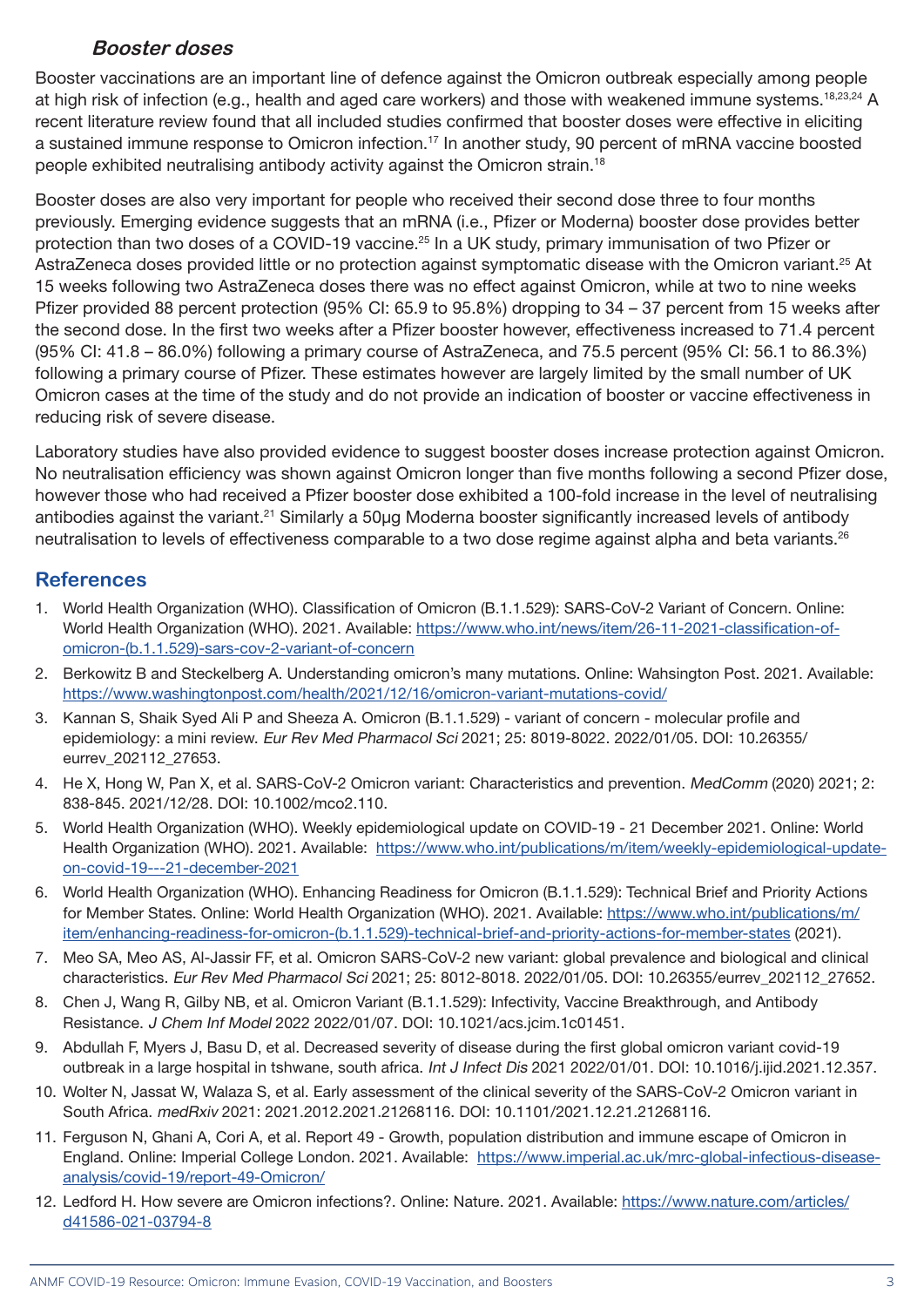### *Booster doses*

Booster vaccinations are an important line of defence against the Omicron outbreak especially among people at high risk of infection (e.g., health and aged care workers) and those with weakened immune systems.[18,23,24] A recent literature review found that all included studies confirmed that booster doses were effective in eliciting a sustained immune response to Omicron infection.[17] In another study, 90 percent of mRNA vaccine boosted people exhibited neutralising antibody activity against the Omicron strain.[18]

Booster doses are also very important for people who received their second dose three to four months previously. Emerging evidence suggests that an mRNA (i.e., Pfizer or Moderna) booster dose provides better protection than two doses of a COVID-19 vaccine.[25] In a UK study, primary immunisation of two Pfizer or AstraZeneca doses provided little or no protection against symptomatic disease with the Omicron variant.[25] At 15 weeks following two AstraZeneca doses there was no effect against Omicron, while at two to nine weeks Pfizer provided 88 percent protection (95% CI: 65.9 to 95.8%) dropping to 34 – 37 percent from 15 weeks after the second dose. In the first two weeks after a Pfizer booster however, effectiveness increased to 71.4 percent (95% CI: 41.8 – 86.0%) following a primary course of AstraZeneca, and 75.5 percent (95% CI: 56.1 to 86.3%) following a primary course of Pfizer. These estimates however are largely limited by the small number of UK Omicron cases at the time of the study and do not provide an indication of booster or vaccine effectiveness in reducing risk of severe disease.

Laboratory studies have also provided evidence to suggest booster doses increase protection against Omicron. No neutralisation efficiency was shown against Omicron longer than five months following a second Pfizer dose, however those who had received a Pfizer booster dose exhibited a 100-fold increase in the level of neutralising antibodies against the variant.[21] Similarly a 50µg Moderna booster significantly increased levels of antibody neutralisation to levels of effectiveness comparable to a two dose regime against alpha and beta variants.[26]

## References

1. World Health Organization (WHO). Classification of Omicron (B.1.1.529): SARS-CoV-2 Variant of Concern. Online: World Health Organization (WHO). 2021. Available: https://www.who.int/news/item/26-11-2021-classification-of-omicron-(b.1.1.529)-sars-cov-2-variant-of-concern
2. Berkowitz B and Steckelberg A. Understanding omicron's many mutations. Online: Wahsington Post. 2021. Available: https://www.washingtonpost.com/health/2021/12/16/omicron-variant-mutations-covid/
3. Kannan S, Shaik Syed Ali P and Sheeza A. Omicron (B.1.1.529) - variant of concern - molecular profile and epidemiology: a mini review. *Eur Rev Med Pharmacol Sci* 2021; 25: 8019-8022. 2022/01/05. DOI: 10.26355/eurrev_202112_27653.
4. He X, Hong W, Pan X, et al. SARS-CoV-2 Omicron variant: Characteristics and prevention. *MedComm* (2020) 2021; 2: 838-845. 2021/12/28. DOI: 10.1002/mco2.110.
5. World Health Organization (WHO). Weekly epidemiological update on COVID-19 - 21 December 2021. Online: World Health Organization (WHO). 2021. Available: https://www.who.int/publications/m/item/weekly-epidemiological-update-on-covid-19---21-december-2021
6. World Health Organization (WHO). Enhancing Readiness for Omicron (B.1.1.529): Technical Brief and Priority Actions for Member States. Online: World Health Organization (WHO). 2021. Available: https://www.who.int/publications/m/item/enhancing-readiness-for-omicron-(b.1.1.529)-technical-brief-and-priority-actions-for-member-states (2021).
7. Meo SA, Meo AS, Al-Jassir FF, et al. Omicron SARS-CoV-2 new variant: global prevalence and biological and clinical characteristics. *Eur Rev Med Pharmacol Sci* 2021; 25: 8012-8018. 2022/01/05. DOI: 10.26355/eurrev_202112_27652.
8. Chen J, Wang R, Gilby NB, et al. Omicron Variant (B.1.1.529): Infectivity, Vaccine Breakthrough, and Antibody Resistance. *J Chem Inf Model* 2022 2022/01/07. DOI: 10.1021/acs.jcim.1c01451.
9. Abdullah F, Myers J, Basu D, et al. Decreased severity of disease during the first global omicron variant covid-19 outbreak in a large hospital in tshwane, south africa. *Int J Infect Dis* 2021 2022/01/01. DOI: 10.1016/j.ijid.2021.12.357.
10. Wolter N, Jassat W, Walaza S, et al. Early assessment of the clinical severity of the SARS-CoV-2 Omicron variant in South Africa. *medRxiv* 2021: 2021.2012.2021.21268116. DOI: 10.1101/2021.12.21.21268116.
11. Ferguson N, Ghani A, Cori A, et al. Report 49 - Growth, population distribution and immune escape of Omicron in England. Online: Imperial College London. 2021. Available: https://www.imperial.ac.uk/mrc-global-infectious-disease-analysis/covid-19/report-49-Omicron/
12. Ledford H. How severe are Omicron infections?. Online: Nature. 2021. Available: https://www.nature.com/articles/d41586-021-03794-8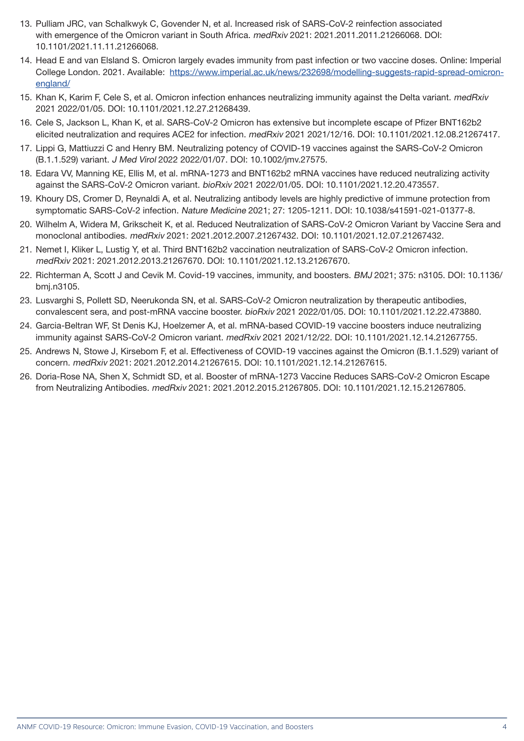13. Pulliam JRC, van Schalkwyk C, Govender N, et al. Increased risk of SARS-CoV-2 reinfection associated with emergence of the Omicron variant in South Africa. *medRxiv* 2021: 2021.2011.2011.21266068. DOI: 10.1101/2021.11.11.21266068.
14. Head E and van Elsland S. Omicron largely evades immunity from past infection or two vaccine doses. Online: Imperial College London. 2021. Available: [https://www.imperial.ac.uk/news/232698/modelling-suggests-rapid-spread-omicron-england/](https://www.imperial.ac.uk/news/232698/modelling-suggests-rapid-spread-omicron-england/)
15. Khan K, Karim F, Cele S, et al. Omicron infection enhances neutralizing immunity against the Delta variant. *medRxiv* 2021 2022/01/05. DOI: 10.1101/2021.12.27.21268439.
16. Cele S, Jackson L, Khan K, et al. SARS-CoV-2 Omicron has extensive but incomplete escape of Pfizer BNT162b2 elicited neutralization and requires ACE2 for infection. *medRxiv* 2021 2021/12/16. DOI: 10.1101/2021.12.08.21267417.
17. Lippi G, Mattiuzzi C and Henry BM. Neutralizing potency of COVID-19 vaccines against the SARS-CoV-2 Omicron (B.1.1.529) variant. *J Med Virol* 2022 2022/01/07. DOI: 10.1002/jmv.27575.
18. Edara VV, Manning KE, Ellis M, et al. mRNA-1273 and BNT162b2 mRNA vaccines have reduced neutralizing activity against the SARS-CoV-2 Omicron variant. *bioRxiv* 2021 2022/01/05. DOI: 10.1101/2021.12.20.473557.
19. Khoury DS, Cromer D, Reynaldi A, et al. Neutralizing antibody levels are highly predictive of immune protection from symptomatic SARS-CoV-2 infection. *Nature Medicine* 2021; 27: 1205-1211. DOI: 10.1038/s41591-021-01377-8.
20. Wilhelm A, Widera M, Grikscheit K, et al. Reduced Neutralization of SARS-CoV-2 Omicron Variant by Vaccine Sera and monoclonal antibodies. *medRxiv* 2021: 2021.2012.2007.21267432. DOI: 10.1101/2021.12.07.21267432.
21. Nemet I, Kliker L, Lustig Y, et al. Third BNT162b2 vaccination neutralization of SARS-CoV-2 Omicron infection. *medRxiv* 2021: 2021.2012.2013.21267670. DOI: 10.1101/2021.12.13.21267670.
22. Richterman A, Scott J and Cevik M. Covid-19 vaccines, immunity, and boosters. *BMJ* 2021; 375: n3105. DOI: 10.1136/bmj.n3105.
23. Lusvarghi S, Pollett SD, Neerukonda SN, et al. SARS-CoV-2 Omicron neutralization by therapeutic antibodies, convalescent sera, and post-mRNA vaccine booster. *bioRxiv* 2021 2022/01/05. DOI: 10.1101/2021.12.22.473880.
24. Garcia-Beltran WF, St Denis KJ, Hoelzemer A, et al. mRNA-based COVID-19 vaccine boosters induce neutralizing immunity against SARS-CoV-2 Omicron variant. *medRxiv* 2021 2021/12/22. DOI: 10.1101/2021.12.14.21267755.
25. Andrews N, Stowe J, Kirsebom F, et al. Effectiveness of COVID-19 vaccines against the Omicron (B.1.1.529) variant of concern. *medRxiv* 2021: 2021.2012.2014.21267615. DOI: 10.1101/2021.12.14.21267615.
26. Doria-Rose NA, Shen X, Schmidt SD, et al. Booster of mRNA-1273 Vaccine Reduces SARS-CoV-2 Omicron Escape from Neutralizing Antibodies. *medRxiv* 2021: 2021.2012.2015.21267805. DOI: 10.1101/2021.12.15.21267805.